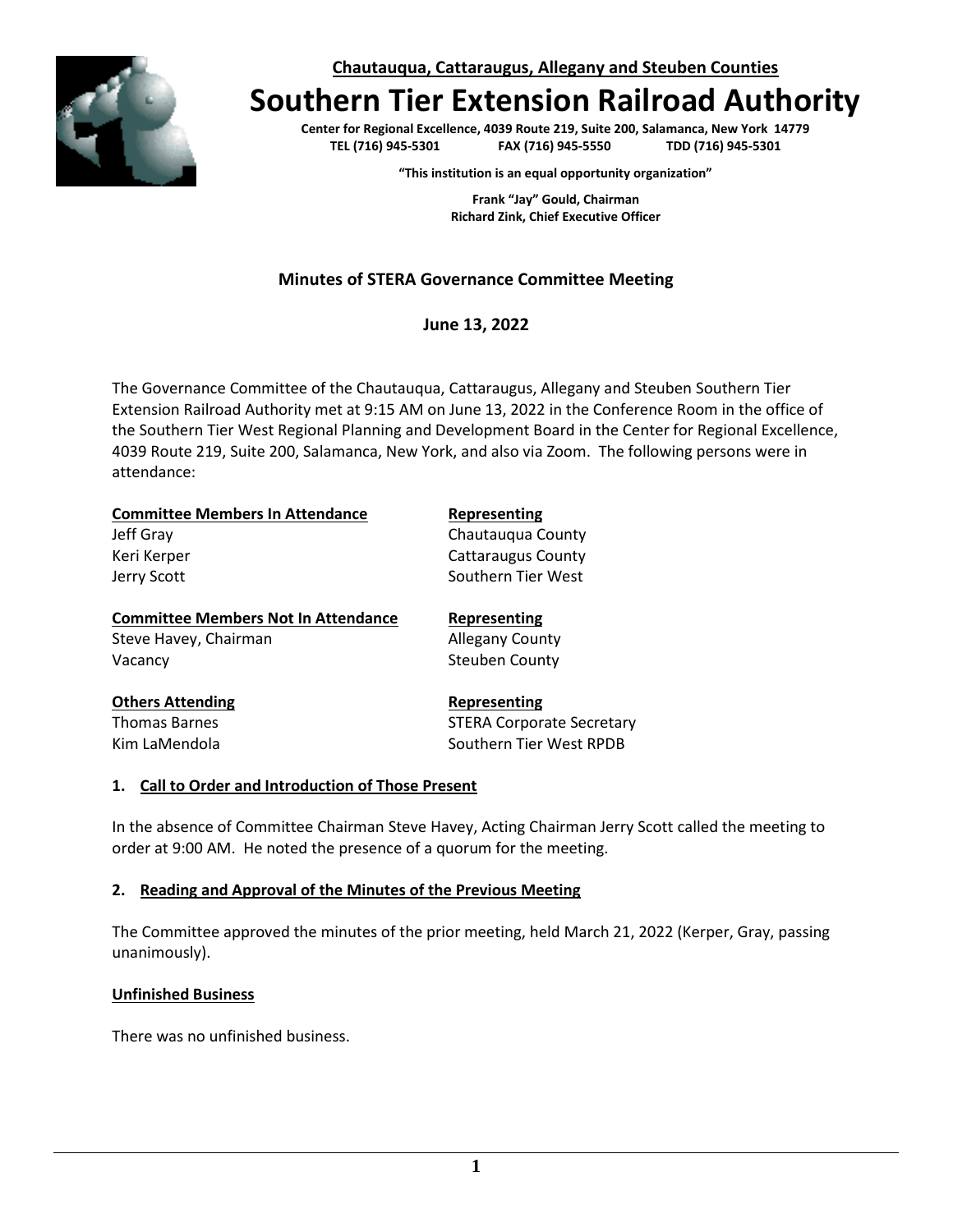**Chautauqua, Cattaraugus, Allegany and Steuben Counties**

# Southern Tier Extension Railroad Authority

**Center for Regional Excellence, 4039 Route 219, Suite 200, Salamanca, New York 14779**
**TEL (716) 945-5301 FAX (716) 945-5550 TDD (716) 945-5301**

**"This institution is an equal opportunity organization"**

**Frank "Jay" Gould, Chairman**
**Richard Zink, Chief Executive Officer**

## Minutes of STERA Governance Committee Meeting

**June 13, 2022**

The Governance Committee of the Chautauqua, Cattaraugus, Allegany and Steuben Southern Tier Extension Railroad Authority met at 9:15 AM on June 13, 2022 in the Conference Room in the office of the Southern Tier West Regional Planning and Development Board in the Center for Regional Excellence, 4039 Route 219, Suite 200, Salamanca, New York, and also via Zoom. The following persons were in attendance:

| **Committee Members In Attendance** | **Representing** |
| --- | --- |
| Jeff Gray | Chautauqua County |
| Keri Kerper | Cattaraugus County |
| Jerry Scott | Southern Tier West |

| **Committee Members Not In Attendance** | **Representing** |
| --- | --- |
| Steve Havey, Chairman | Allegany County |
| Vacancy | Steuben County |

| **Others Attending** | **Representing** |
| --- | --- |
| Thomas Barnes | STERA Corporate Secretary |
| Kim LaMendola | Southern Tier West RPDB |

### 1. Call to Order and Introduction of Those Present

In the absence of Committee Chairman Steve Havey, Acting Chairman Jerry Scott called the meeting to order at 9:00 AM. He noted the presence of a quorum for the meeting.

### 2. Reading and Approval of the Minutes of the Previous Meeting

The Committee approved the minutes of the prior meeting, held March 21, 2022 (Kerper, Gray, passing unanimously).

### Unfinished Business

There was no unfinished business.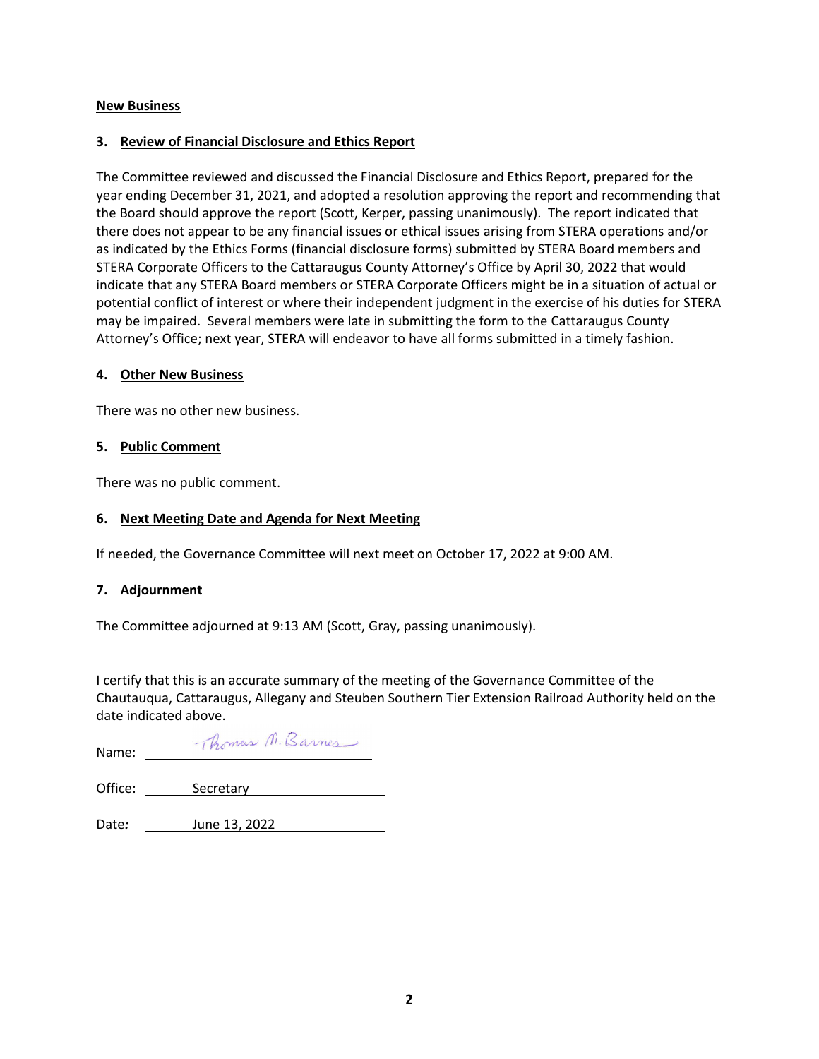**New Business**

**3. Review of Financial Disclosure and Ethics Report**

The Committee reviewed and discussed the Financial Disclosure and Ethics Report, prepared for the year ending December 31, 2021, and adopted a resolution approving the report and recommending that the Board should approve the report (Scott, Kerper, passing unanimously). The report indicated that there does not appear to be any financial issues or ethical issues arising from STERA operations and/or as indicated by the Ethics Forms (financial disclosure forms) submitted by STERA Board members and STERA Corporate Officers to the Cattaraugus County Attorney's Office by April 30, 2022 that would indicate that any STERA Board members or STERA Corporate Officers might be in a situation of actual or potential conflict of interest or where their independent judgment in the exercise of his duties for STERA may be impaired. Several members were late in submitting the form to the Cattaraugus County Attorney's Office; next year, STERA will endeavor to have all forms submitted in a timely fashion.

**4. Other New Business**

There was no other new business.

**5. Public Comment**

There was no public comment.

**6. Next Meeting Date and Agenda for Next Meeting**

If needed, the Governance Committee will next meet on October 17, 2022 at 9:00 AM.

**7. Adjournment**

The Committee adjourned at 9:13 AM (Scott, Gray, passing unanimously).

I certify that this is an accurate summary of the meeting of the Governance Committee of the Chautauqua, Cattaraugus, Allegany and Steuben Southern Tier Extension Railroad Authority held on the date indicated above.

Name: Thomas M. Barnes

Office: Secretary

Date: June 13, 2022